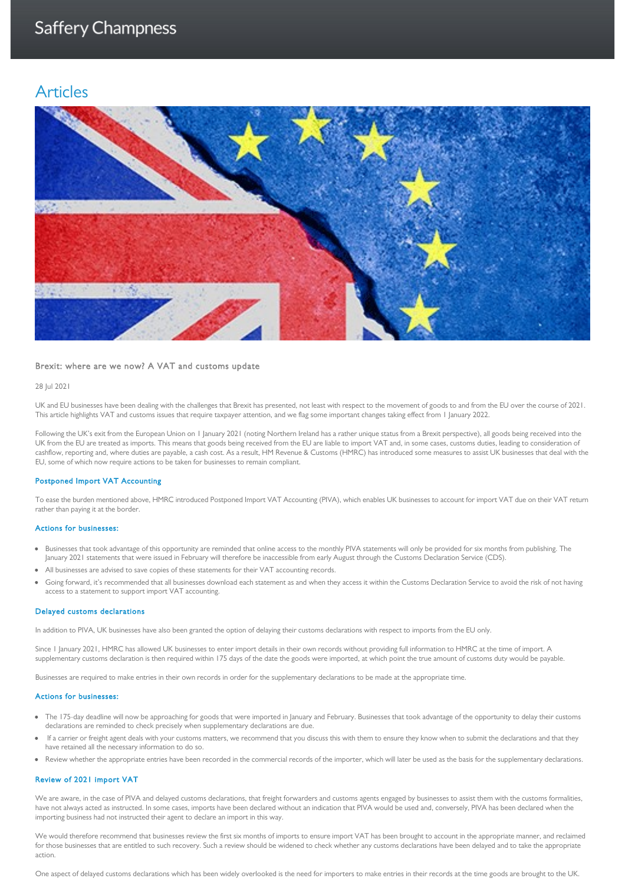# Saffery Champness

## Articles

### Brexit: where are we now? A VAT and customs update

28 Jul 2021

UK and EU businesses have been dealing with the challenges that Brexit has presented, not least with respect to the movement of goods to and from the EU over the course of 2021. This article highlights VAT and customs issues that require taxpayer attention, and we flag some important changes taking effect from 1 January 2022.

Following the UK's exit from the European Union on 1 January 2021 (noting Northern Ireland has a rather unique status from a Brexit perspective), all goods being received into the UK from the EU are treated as imports. This means that goods being received from the EU are liable to import VAT and, in some cases, customs duties, leading to consideration of cashflow, reporting and, where duties are payable, a cash cost. As a result, HM Revenue & Customs (HMRC) has introduced some measures to assist UK businesses that deal with the EU, some of which now require actions to be taken for businesses to remain compliant.

#### Postponed Import VAT Accounting

To ease the burden mentioned above, HMRC introduced Postponed Import VAT Accounting (PIVA), which enables UK businesses to account for import VAT due on their VAT return rather than paying it at the border.

#### Actions for businesses:

- Businesses that took advantage of this opportunity are reminded that online access to the monthly PIVA statements will only be provided for six months from publishing. The January 2021 statements that were issued in February will therefore be inaccessible from early August through the Customs Declaration Service (CDS).
- All businesses are advised to save copies of these statements for their VAT accounting records.
- Going forward, it's recommended that all businesses download each statement as and when they access it within the Customs Declaration Service to avoid the risk of not having access to a statement to support import VAT accounting.

#### Delayed customs declarations

In addition to PIVA, UK businesses have also been granted the option of delaying their customs declarations with respect to imports from the EU only.

Since 1 January 2021, HMRC has allowed UK businesses to enter import details in their own records without providing full information to HMRC at the time of import. A supplementary customs declaration is then required within 175 days of the date the goods were imported, at which point the true amount of customs duty would be payable.

Businesses are required to make entries in their own records in order for the supplementary declarations to be made at the appropriate time.

#### Actions for businesses:

- The 175-day deadline will now be approaching for goods that were imported in January and February. Businesses that took advantage of the opportunity to delay their customs declarations are reminded to check precisely when supplementary declarations are due.
- If a carrier or freight agent deals with your customs matters, we recommend that you discuss this with them to ensure they know when to submit the declarations and that they have retained all the necessary information to do so.
- Review whether the appropriate entries have been recorded in the commercial records of the importer, which will later be used as the basis for the supplementary declarations.

#### Review of 2021 import VAT

We are aware, in the case of PIVA and delayed customs declarations, that freight forwarders and customs agents engaged by businesses to assist them with the customs formalities, have not always acted as instructed. In some cases, imports have been declared without an indication that PIVA would be used and, conversely, PIVA has been declared when the importing business had not instructed their agent to declare an import in this way.

We would therefore recommend that businesses review the first six months of imports to ensure import VAT has been brought to account in the appropriate manner, and reclaimed for those businesses that are entitled to such recovery. Such a review should be widened to check whether any customs declarations have been delayed and to take the appropriate action.

One aspect of delayed customs declarations which has been widely overlooked is the need for importers to make entries in their records at the time goods are brought to the UK.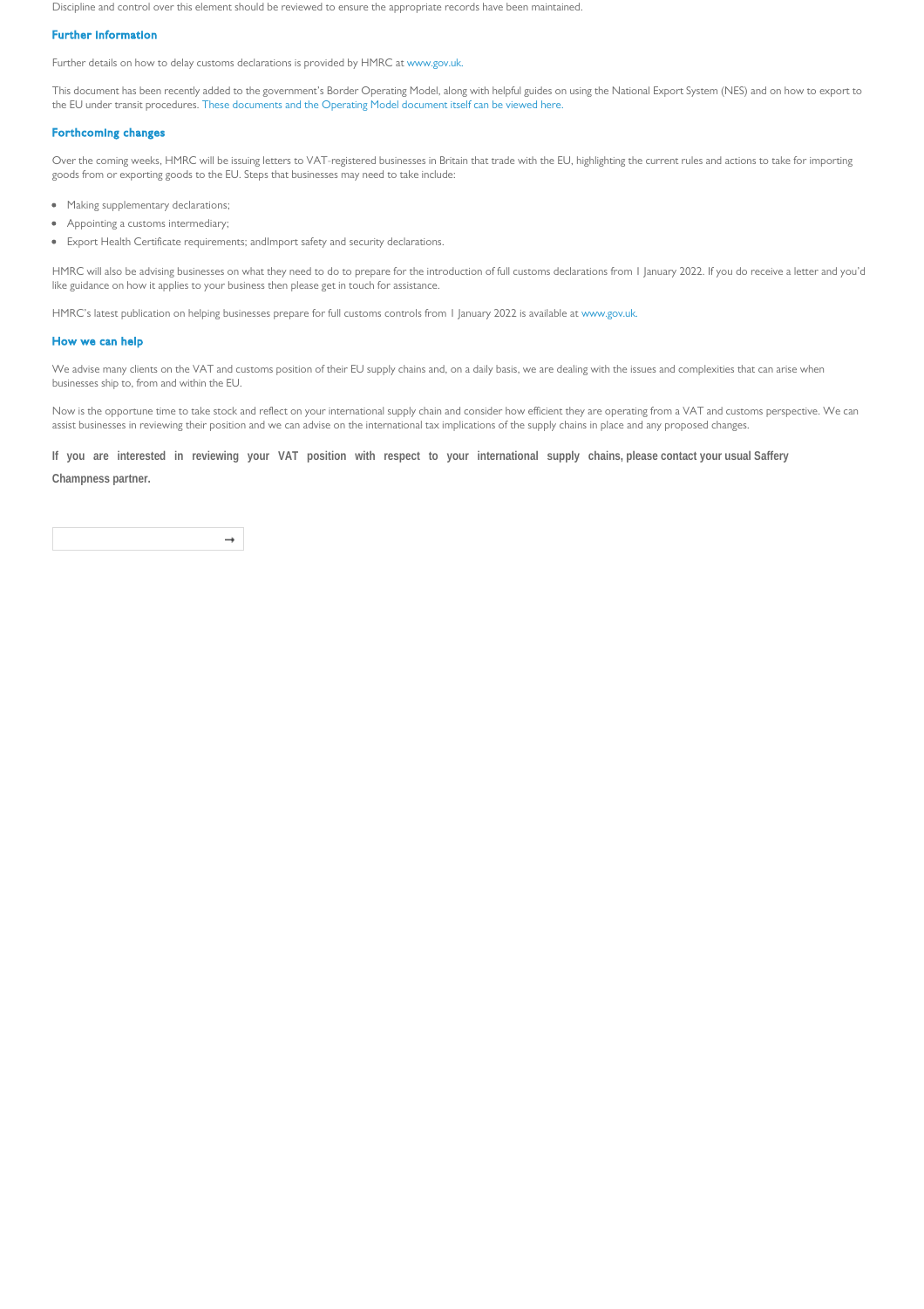Discipline and control over this element should be reviewed to ensure the appropriate records have been maintained.

### Further Information

Further details on how to delay customs declarations is provided by HMRC at www.gov.uk.

This document has been recently added to the government's Border Operating Model, along with helpful guides on using the National Export System (NES) and on how to export to the EU under transit procedures. These documents and the Operating Model document itself can be viewed here.

### Forthcoming changes

Over the coming weeks, HMRC will be issuing letters to VAT-registered businesses in Britain that trade with the EU, highlighting the current rules and actions to take for importing goods from or exporting goods to the EU. Steps that businesses may need to take include:

- Making supplementary declarations;
- Appointing a customs intermediary;
- Export Health Certificate requirements; andImport safety and security declarations.

HMRC will also be advising businesses on what they need to do to prepare for the introduction of full customs declarations from 1 January 2022. If you do receive a letter and you'd like guidance on how it applies to your business then please get in touch for assistance.

HMRC's latest publication on helping businesses prepare for full customs controls from 1 January 2022 is available at www.gov.uk.

### How we can help

We advise many clients on the VAT and customs position of their EU supply chains and, on a daily basis, we are dealing with the issues and complexities that can arise when businesses ship to, from and within the EU.

Now is the opportune time to take stock and reflect on your international supply chain and consider how efficient they are operating from a VAT and customs perspective. We can assist businesses in reviewing their position and we can advise on the international tax implications of the supply chains in place and any proposed changes.

**If you are interested in reviewing your VAT position with respect to your international supply chains, please contact your usual Saffery Champness partner.**